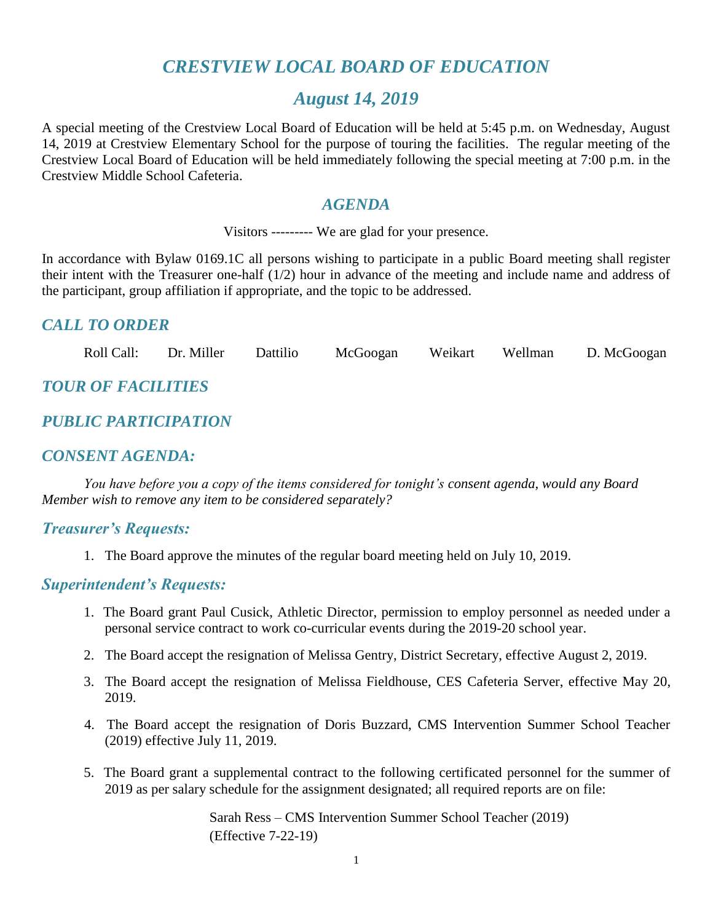# *CRESTVIEW LOCAL BOARD OF EDUCATION*

## *August 14, 2019*

A special meeting of the Crestview Local Board of Education will be held at 5:45 p.m. on Wednesday, August 14, 2019 at Crestview Elementary School for the purpose of touring the facilities. The regular meeting of the Crestview Local Board of Education will be held immediately following the special meeting at 7:00 p.m. in the Crestview Middle School Cafeteria.

## *AGENDA*

Visitors --------- We are glad for your presence.

In accordance with Bylaw 0169.1C all persons wishing to participate in a public Board meeting shall register their intent with the Treasurer one-half (1/2) hour in advance of the meeting and include name and address of the participant, group affiliation if appropriate, and the topic to be addressed.

## *CALL TO ORDER*

Roll Call: Dr. Miller Dattilio McGoogan Weikart Wellman D. McGoogan

## *TOUR OF FACILITIES*

## *PUBLIC PARTICIPATION*

## *CONSENT AGENDA:*

*You have before you a copy of the items considered for tonight's consent agenda, would any Board Member wish to remove any item to be considered separately?*

### *Treasurer's Requests:*

1. The Board approve the minutes of the regular board meeting held on July 10, 2019.

### *Superintendent's Requests:*

1. The Board grant Paul Cusick, Athletic Director, permission to employ personnel as needed under a personal service contract to work co-curricular events during the 2019-20 school year.
2. The Board accept the resignation of Melissa Gentry, District Secretary, effective August 2, 2019.
3. The Board accept the resignation of Melissa Fieldhouse, CES Cafeteria Server, effective May 20, 2019.
4. The Board accept the resignation of Doris Buzzard, CMS Intervention Summer School Teacher (2019) effective July 11, 2019.
5. The Board grant a supplemental contract to the following certificated personnel for the summer of 2019 as per salary schedule for the assignment designated; all required reports are on file:

   Sarah Ress – CMS Intervention Summer School Teacher (2019)
   (Effective 7-22-19)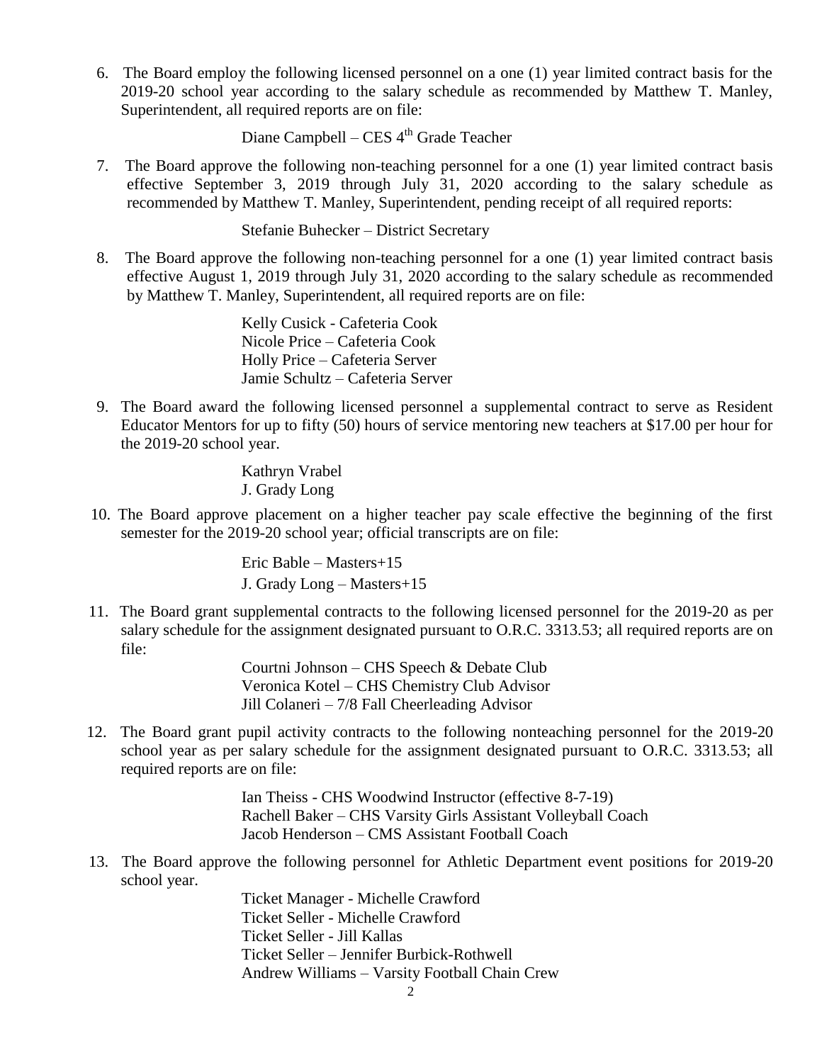6. The Board employ the following licensed personnel on a one (1) year limited contract basis for the 2019-20 school year according to the salary schedule as recommended by Matthew T. Manley, Superintendent, all required reports are on file:

   Diane Campbell – CES 4th Grade Teacher

7. The Board approve the following non-teaching personnel for a one (1) year limited contract basis effective September 3, 2019 through July 31, 2020 according to the salary schedule as recommended by Matthew T. Manley, Superintendent, pending receipt of all required reports:

   Stefanie Buhecker – District Secretary

8. The Board approve the following non-teaching personnel for a one (1) year limited contract basis effective August 1, 2019 through July 31, 2020 according to the salary schedule as recommended by Matthew T. Manley, Superintendent, all required reports are on file:

   Kelly Cusick - Cafeteria Cook
   Nicole Price – Cafeteria Cook
   Holly Price – Cafeteria Server
   Jamie Schultz – Cafeteria Server

9. The Board award the following licensed personnel a supplemental contract to serve as Resident Educator Mentors for up to fifty (50) hours of service mentoring new teachers at $17.00 per hour for the 2019-20 school year.

   Kathryn Vrabel
   J. Grady Long

10. The Board approve placement on a higher teacher pay scale effective the beginning of the first semester for the 2019-20 school year; official transcripts are on file:

    Eric Bable – Masters+15
    J. Grady Long – Masters+15

11. The Board grant supplemental contracts to the following licensed personnel for the 2019-20 as per salary schedule for the assignment designated pursuant to O.R.C. 3313.53; all required reports are on file:

    Courtni Johnson – CHS Speech & Debate Club
    Veronica Kotel – CHS Chemistry Club Advisor
    Jill Colaneri – 7/8 Fall Cheerleading Advisor

12. The Board grant pupil activity contracts to the following nonteaching personnel for the 2019-20 school year as per salary schedule for the assignment designated pursuant to O.R.C. 3313.53; all required reports are on file:

    Ian Theiss - CHS Woodwind Instructor (effective 8-7-19)
    Rachell Baker – CHS Varsity Girls Assistant Volleyball Coach
    Jacob Henderson – CMS Assistant Football Coach

13. The Board approve the following personnel for Athletic Department event positions for 2019-20 school year.

    Ticket Manager - Michelle Crawford
    Ticket Seller - Michelle Crawford
    Ticket Seller - Jill Kallas
    Ticket Seller – Jennifer Burbick-Rothwell
    Andrew Williams – Varsity Football Chain Crew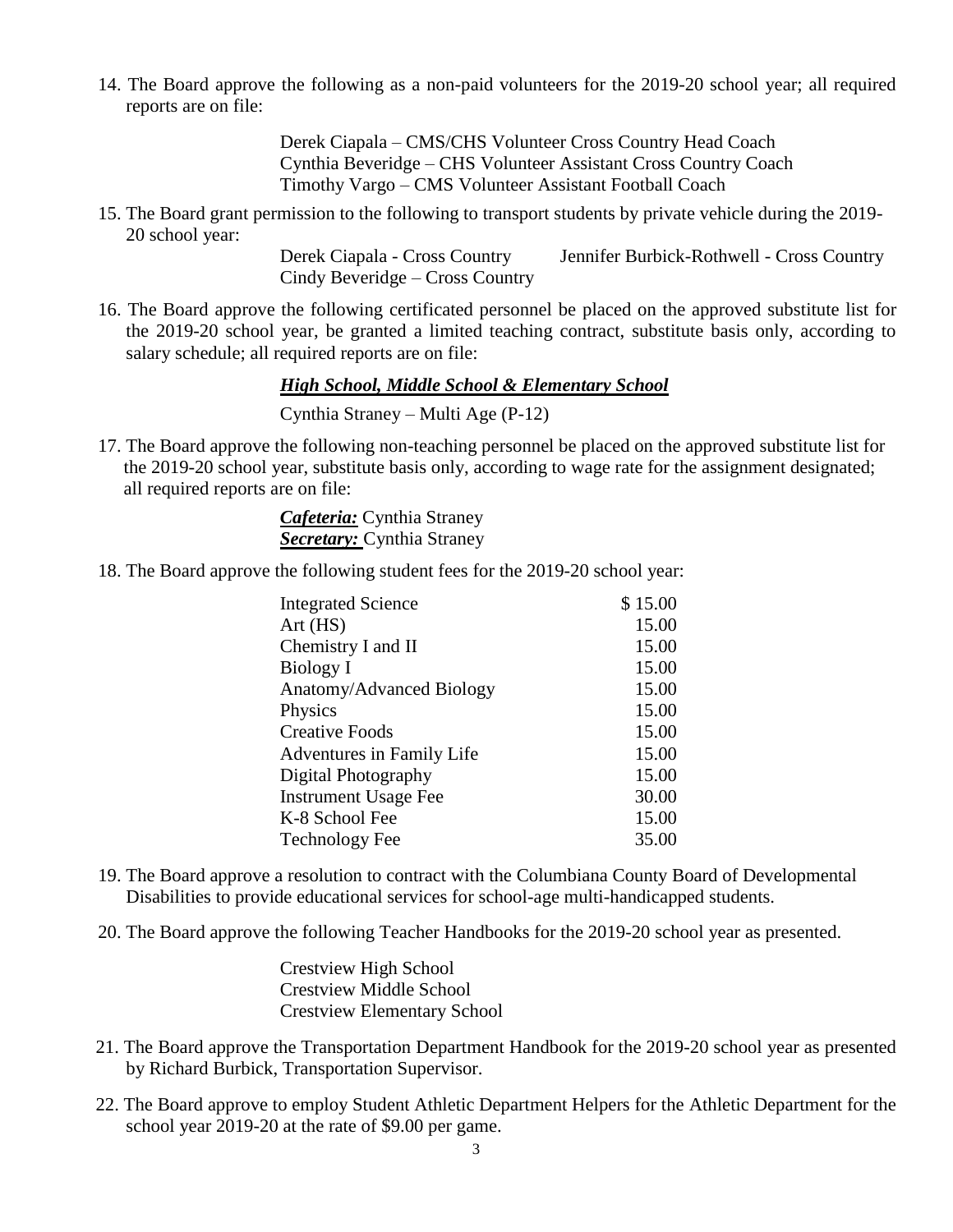14. The Board approve the following as a non-paid volunteers for the 2019-20 school year; all required reports are on file:

    Derek Ciapala – CMS/CHS Volunteer Cross Country Head Coach
    Cynthia Beveridge – CHS Volunteer Assistant Cross Country Coach
    Timothy Vargo – CMS Volunteer Assistant Football Coach

15. The Board grant permission to the following to transport students by private vehicle during the 2019-20 school year:

    Derek Ciapala - Cross Country
    Jennifer Burbick-Rothwell - Cross Country
    Cindy Beveridge – Cross Country

16. The Board approve the following certificated personnel be placed on the approved substitute list for the 2019-20 school year, be granted a limited teaching contract, substitute basis only, according to salary schedule; all required reports are on file:

    ***<u>High School, Middle School & Elementary School</u>***

    Cynthia Straney – Multi Age (P-12)

17. The Board approve the following non-teaching personnel be placed on the approved substitute list for the 2019-20 school year, substitute basis only, according to wage rate for the assignment designated; all required reports are on file:

    ***<u>Cafeteria:</u>*** Cynthia Straney
    ***<u>Secretary:</u>*** Cynthia Straney

18. The Board approve the following student fees for the 2019-20 school year:

| Fee | Amount |
|---|---|
| Integrated Science | $ 15.00 |
| Art (HS) | 15.00 |
| Chemistry I and II | 15.00 |
| Biology I | 15.00 |
| Anatomy/Advanced Biology | 15.00 |
| Physics | 15.00 |
| Creative Foods | 15.00 |
| Adventures in Family Life | 15.00 |
| Digital Photography | 15.00 |
| Instrument Usage Fee | 30.00 |
| K-8 School Fee | 15.00 |
| Technology Fee | 35.00 |

19. The Board approve a resolution to contract with the Columbiana County Board of Developmental Disabilities to provide educational services for school-age multi-handicapped students.

20. The Board approve the following Teacher Handbooks for the 2019-20 school year as presented.

    Crestview High School
    Crestview Middle School
    Crestview Elementary School

21. The Board approve the Transportation Department Handbook for the 2019-20 school year as presented by Richard Burbick, Transportation Supervisor.

22. The Board approve to employ Student Athletic Department Helpers for the Athletic Department for the school year 2019-20 at the rate of $9.00 per game.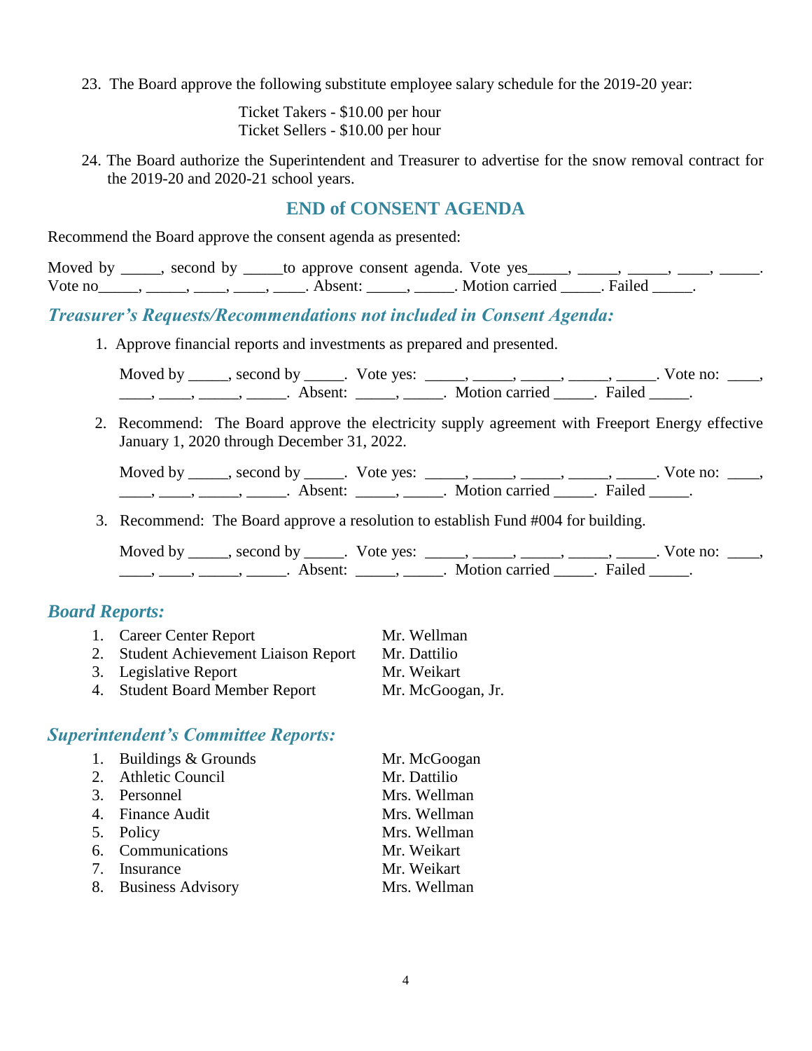23. The Board approve the following substitute employee salary schedule for the 2019-20 year:

    Ticket Takers - $10.00 per hour
    Ticket Sellers - $10.00 per hour

24. The Board authorize the Superintendent and Treasurer to advertise for the snow removal contract for the 2019-20 and 2020-21 school years.

## END of CONSENT AGENDA

Recommend the Board approve the consent agenda as presented:

Moved by _____, second by _____to approve consent agenda. Vote yes_____, _____, _____, ____, _____. Vote no_____, _____, ____, ____, ____. Absent: _____, _____. Motion carried _____. Failed _____.

### *Treasurer's Requests/Recommendations not included in Consent Agenda:*

1. Approve financial reports and investments as prepared and presented.

   Moved by _____, second by _____. Vote yes: _____, _____, _____, _____, _____. Vote no: ____, ____, ____, _____, _____. Absent: _____, _____. Motion carried _____. Failed _____.

2. Recommend: The Board approve the electricity supply agreement with Freeport Energy effective January 1, 2020 through December 31, 2022.

   Moved by _____, second by _____. Vote yes: _____, _____, _____, _____, _____. Vote no: ____, ____, ____, _____, _____. Absent: _____, _____. Motion carried _____. Failed _____.

3. Recommend: The Board approve a resolution to establish Fund #004 for building.

   Moved by _____, second by _____. Vote yes: _____, _____, _____, _____, _____. Vote no: ____, ____, ____, _____, _____. Absent: _____, _____. Motion carried _____. Failed _____.

### *Board Reports:*

1. Career Center Report — Mr. Wellman
2. Student Achievement Liaison Report — Mr. Dattilio
3. Legislative Report — Mr. Weikart
4. Student Board Member Report — Mr. McGoogan, Jr.

### *Superintendent's Committee Reports:*

1. Buildings & Grounds — Mr. McGoogan
2. Athletic Council — Mr. Dattilio
3. Personnel — Mrs. Wellman
4. Finance Audit — Mrs. Wellman
5. Policy — Mrs. Wellman
6. Communications — Mr. Weikart
7. Insurance — Mr. Weikart
8. Business Advisory — Mrs. Wellman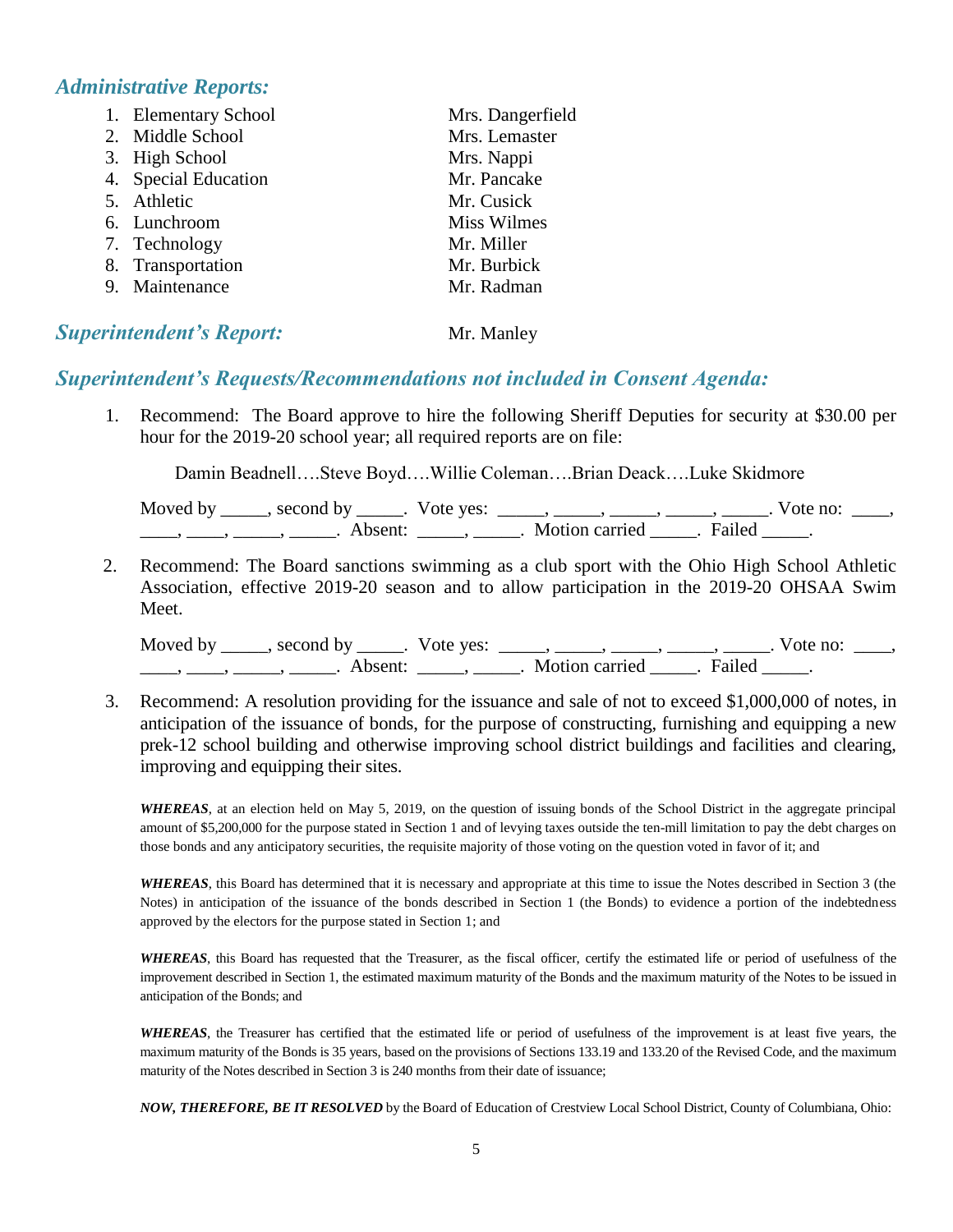## *Administrative Reports:*

| | |
|---|---|
| 1. Elementary School | Mrs. Dangerfield |
| 2. Middle School | Mrs. Lemaster |
| 3. High School | Mrs. Nappi |
| 4. Special Education | Mr. Pancake |
| 5. Athletic | Mr. Cusick |
| 6. Lunchroom | Miss Wilmes |
| 7. Technology | Mr. Miller |
| 8. Transportation | Mr. Burbick |
| 9. Maintenance | Mr. Radman |

## *Superintendent's Report:* Mr. Manley

## *Superintendent's Requests/Recommendations not included in Consent Agenda:*

1. Recommend: The Board approve to hire the following Sheriff Deputies for security at $30.00 per hour for the 2019-20 school year; all required reports are on file:

   Damin Beadnell….Steve Boyd….Willie Coleman….Brian Deack….Luke Skidmore

   Moved by _____, second by _____. Vote yes: _____, _____, _____, _____, _____. Vote no: ____, ____, ____, _____, _____. Absent: _____, _____. Motion carried _____. Failed _____.

2. Recommend: The Board sanctions swimming as a club sport with the Ohio High School Athletic Association, effective 2019-20 season and to allow participation in the 2019-20 OHSAA Swim Meet.

   Moved by _____, second by _____. Vote yes: _____, _____, _____, _____, _____. Vote no: ____, ____, ____, _____, _____. Absent: _____, _____. Motion carried _____. Failed _____.

3. Recommend: A resolution providing for the issuance and sale of not to exceed $1,000,000 of notes, in anticipation of the issuance of bonds, for the purpose of constructing, furnishing and equipping a new prek-12 school building and otherwise improving school district buildings and facilities and clearing, improving and equipping their sites.

   ***WHEREAS***, at an election held on May 5, 2019, on the question of issuing bonds of the School District in the aggregate principal amount of $5,200,000 for the purpose stated in Section 1 and of levying taxes outside the ten-mill limitation to pay the debt charges on those bonds and any anticipatory securities, the requisite majority of those voting on the question voted in favor of it; and

   ***WHEREAS***, this Board has determined that it is necessary and appropriate at this time to issue the Notes described in Section 3 (the Notes) in anticipation of the issuance of the bonds described in Section 1 (the Bonds) to evidence a portion of the indebtedness approved by the electors for the purpose stated in Section 1; and

   ***WHEREAS***, this Board has requested that the Treasurer, as the fiscal officer, certify the estimated life or period of usefulness of the improvement described in Section 1, the estimated maximum maturity of the Bonds and the maximum maturity of the Notes to be issued in anticipation of the Bonds; and

   ***WHEREAS***, the Treasurer has certified that the estimated life or period of usefulness of the improvement is at least five years, the maximum maturity of the Bonds is 35 years, based on the provisions of Sections 133.19 and 133.20 of the Revised Code, and the maximum maturity of the Notes described in Section 3 is 240 months from their date of issuance;

   ***NOW, THEREFORE, BE IT RESOLVED*** by the Board of Education of Crestview Local School District, County of Columbiana, Ohio: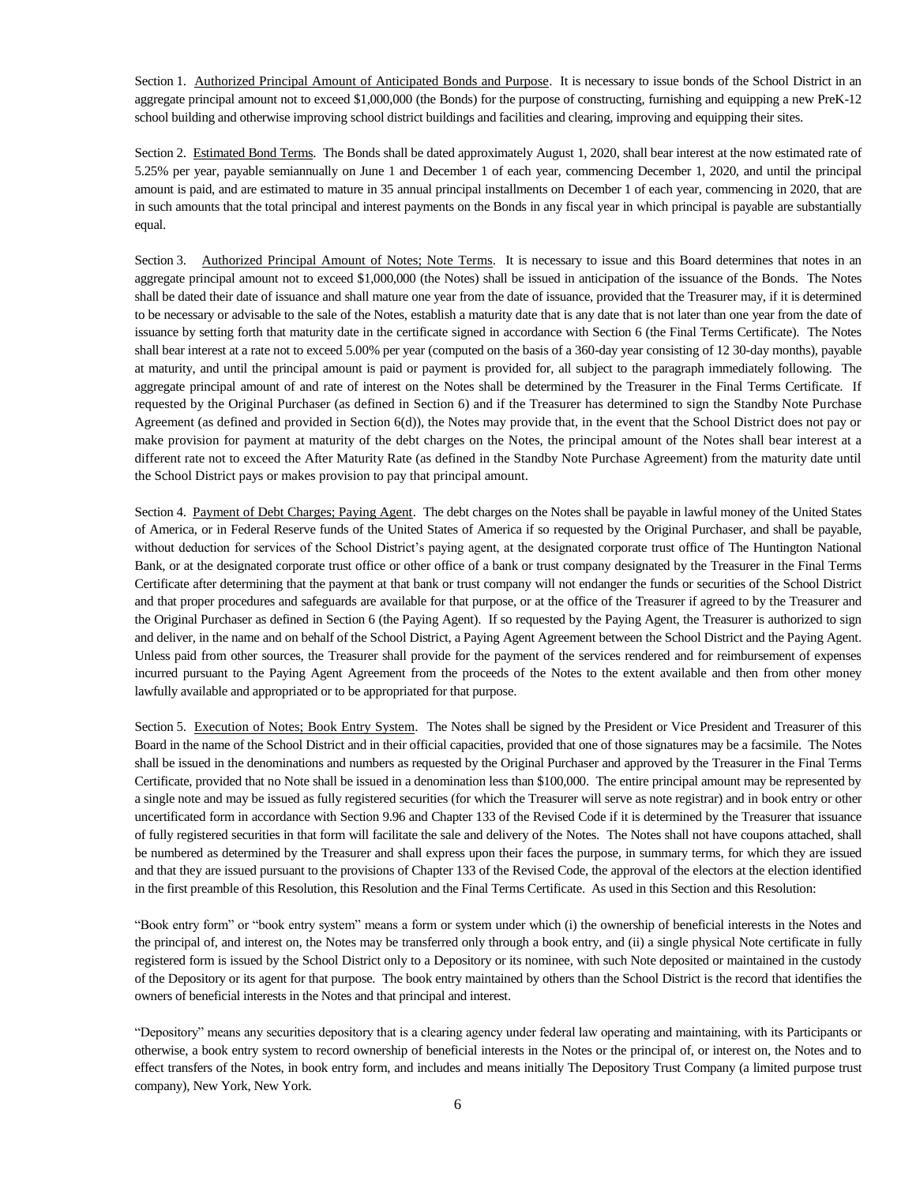Section 1. Authorized Principal Amount of Anticipated Bonds and Purpose. It is necessary to issue bonds of the School District in an aggregate principal amount not to exceed $1,000,000 (the Bonds) for the purpose of constructing, furnishing and equipping a new PreK-12 school building and otherwise improving school district buildings and facilities and clearing, improving and equipping their sites.

Section 2. Estimated Bond Terms. The Bonds shall be dated approximately August 1, 2020, shall bear interest at the now estimated rate of 5.25% per year, payable semiannually on June 1 and December 1 of each year, commencing December 1, 2020, and until the principal amount is paid, and are estimated to mature in 35 annual principal installments on December 1 of each year, commencing in 2020, that are in such amounts that the total principal and interest payments on the Bonds in any fiscal year in which principal is payable are substantially equal.

Section 3. Authorized Principal Amount of Notes; Note Terms. It is necessary to issue and this Board determines that notes in an aggregate principal amount not to exceed $1,000,000 (the Notes) shall be issued in anticipation of the issuance of the Bonds. The Notes shall be dated their date of issuance and shall mature one year from the date of issuance, provided that the Treasurer may, if it is determined to be necessary or advisable to the sale of the Notes, establish a maturity date that is any date that is not later than one year from the date of issuance by setting forth that maturity date in the certificate signed in accordance with Section 6 (the Final Terms Certificate). The Notes shall bear interest at a rate not to exceed 5.00% per year (computed on the basis of a 360-day year consisting of 12 30-day months), payable at maturity, and until the principal amount is paid or payment is provided for, all subject to the paragraph immediately following. The aggregate principal amount of and rate of interest on the Notes shall be determined by the Treasurer in the Final Terms Certificate. If requested by the Original Purchaser (as defined in Section 6) and if the Treasurer has determined to sign the Standby Note Purchase Agreement (as defined and provided in Section 6(d)), the Notes may provide that, in the event that the School District does not pay or make provision for payment at maturity of the debt charges on the Notes, the principal amount of the Notes shall bear interest at a different rate not to exceed the After Maturity Rate (as defined in the Standby Note Purchase Agreement) from the maturity date until the School District pays or makes provision to pay that principal amount.

Section 4. Payment of Debt Charges; Paying Agent. The debt charges on the Notes shall be payable in lawful money of the United States of America, or in Federal Reserve funds of the United States of America if so requested by the Original Purchaser, and shall be payable, without deduction for services of the School District's paying agent, at the designated corporate trust office of The Huntington National Bank, or at the designated corporate trust office or other office of a bank or trust company designated by the Treasurer in the Final Terms Certificate after determining that the payment at that bank or trust company will not endanger the funds or securities of the School District and that proper procedures and safeguards are available for that purpose, or at the office of the Treasurer if agreed to by the Treasurer and the Original Purchaser as defined in Section 6 (the Paying Agent). If so requested by the Paying Agent, the Treasurer is authorized to sign and deliver, in the name and on behalf of the School District, a Paying Agent Agreement between the School District and the Paying Agent. Unless paid from other sources, the Treasurer shall provide for the payment of the services rendered and for reimbursement of expenses incurred pursuant to the Paying Agent Agreement from the proceeds of the Notes to the extent available and then from other money lawfully available and appropriated or to be appropriated for that purpose.

Section 5. Execution of Notes; Book Entry System. The Notes shall be signed by the President or Vice President and Treasurer of this Board in the name of the School District and in their official capacities, provided that one of those signatures may be a facsimile. The Notes shall be issued in the denominations and numbers as requested by the Original Purchaser and approved by the Treasurer in the Final Terms Certificate, provided that no Note shall be issued in a denomination less than $100,000. The entire principal amount may be represented by a single note and may be issued as fully registered securities (for which the Treasurer will serve as note registrar) and in book entry or other uncertificated form in accordance with Section 9.96 and Chapter 133 of the Revised Code if it is determined by the Treasurer that issuance of fully registered securities in that form will facilitate the sale and delivery of the Notes. The Notes shall not have coupons attached, shall be numbered as determined by the Treasurer and shall express upon their faces the purpose, in summary terms, for which they are issued and that they are issued pursuant to the provisions of Chapter 133 of the Revised Code, the approval of the electors at the election identified in the first preamble of this Resolution, this Resolution and the Final Terms Certificate. As used in this Section and this Resolution:

"Book entry form" or "book entry system" means a form or system under which (i) the ownership of beneficial interests in the Notes and the principal of, and interest on, the Notes may be transferred only through a book entry, and (ii) a single physical Note certificate in fully registered form is issued by the School District only to a Depository or its nominee, with such Note deposited or maintained in the custody of the Depository or its agent for that purpose. The book entry maintained by others than the School District is the record that identifies the owners of beneficial interests in the Notes and that principal and interest.

"Depository" means any securities depository that is a clearing agency under federal law operating and maintaining, with its Participants or otherwise, a book entry system to record ownership of beneficial interests in the Notes or the principal of, or interest on, the Notes and to effect transfers of the Notes, in book entry form, and includes and means initially The Depository Trust Company (a limited purpose trust company), New York, New York.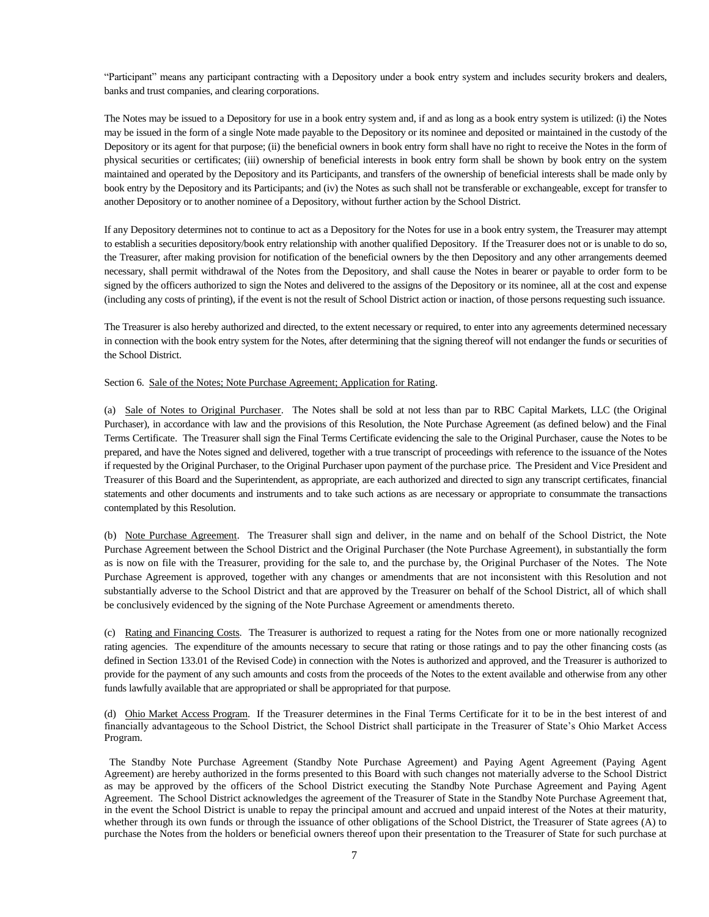"Participant" means any participant contracting with a Depository under a book entry system and includes security brokers and dealers, banks and trust companies, and clearing corporations.

The Notes may be issued to a Depository for use in a book entry system and, if and as long as a book entry system is utilized: (i) the Notes may be issued in the form of a single Note made payable to the Depository or its nominee and deposited or maintained in the custody of the Depository or its agent for that purpose; (ii) the beneficial owners in book entry form shall have no right to receive the Notes in the form of physical securities or certificates; (iii) ownership of beneficial interests in book entry form shall be shown by book entry on the system maintained and operated by the Depository and its Participants, and transfers of the ownership of beneficial interests shall be made only by book entry by the Depository and its Participants; and (iv) the Notes as such shall not be transferable or exchangeable, except for transfer to another Depository or to another nominee of a Depository, without further action by the School District.

If any Depository determines not to continue to act as a Depository for the Notes for use in a book entry system, the Treasurer may attempt to establish a securities depository/book entry relationship with another qualified Depository. If the Treasurer does not or is unable to do so, the Treasurer, after making provision for notification of the beneficial owners by the then Depository and any other arrangements deemed necessary, shall permit withdrawal of the Notes from the Depository, and shall cause the Notes in bearer or payable to order form to be signed by the officers authorized to sign the Notes and delivered to the assigns of the Depository or its nominee, all at the cost and expense (including any costs of printing), if the event is not the result of School District action or inaction, of those persons requesting such issuance.

The Treasurer is also hereby authorized and directed, to the extent necessary or required, to enter into any agreements determined necessary in connection with the book entry system for the Notes, after determining that the signing thereof will not endanger the funds or securities of the School District.

Section 6. Sale of the Notes; Note Purchase Agreement; Application for Rating.

(a) Sale of Notes to Original Purchaser. The Notes shall be sold at not less than par to RBC Capital Markets, LLC (the Original Purchaser), in accordance with law and the provisions of this Resolution, the Note Purchase Agreement (as defined below) and the Final Terms Certificate. The Treasurer shall sign the Final Terms Certificate evidencing the sale to the Original Purchaser, cause the Notes to be prepared, and have the Notes signed and delivered, together with a true transcript of proceedings with reference to the issuance of the Notes if requested by the Original Purchaser, to the Original Purchaser upon payment of the purchase price. The President and Vice President and Treasurer of this Board and the Superintendent, as appropriate, are each authorized and directed to sign any transcript certificates, financial statements and other documents and instruments and to take such actions as are necessary or appropriate to consummate the transactions contemplated by this Resolution.

(b) Note Purchase Agreement. The Treasurer shall sign and deliver, in the name and on behalf of the School District, the Note Purchase Agreement between the School District and the Original Purchaser (the Note Purchase Agreement), in substantially the form as is now on file with the Treasurer, providing for the sale to, and the purchase by, the Original Purchaser of the Notes. The Note Purchase Agreement is approved, together with any changes or amendments that are not inconsistent with this Resolution and not substantially adverse to the School District and that are approved by the Treasurer on behalf of the School District, all of which shall be conclusively evidenced by the signing of the Note Purchase Agreement or amendments thereto.

(c) Rating and Financing Costs. The Treasurer is authorized to request a rating for the Notes from one or more nationally recognized rating agencies. The expenditure of the amounts necessary to secure that rating or those ratings and to pay the other financing costs (as defined in Section 133.01 of the Revised Code) in connection with the Notes is authorized and approved, and the Treasurer is authorized to provide for the payment of any such amounts and costs from the proceeds of the Notes to the extent available and otherwise from any other funds lawfully available that are appropriated or shall be appropriated for that purpose.

(d) Ohio Market Access Program. If the Treasurer determines in the Final Terms Certificate for it to be in the best interest of and financially advantageous to the School District, the School District shall participate in the Treasurer of State's Ohio Market Access Program.

The Standby Note Purchase Agreement (Standby Note Purchase Agreement) and Paying Agent Agreement (Paying Agent Agreement) are hereby authorized in the forms presented to this Board with such changes not materially adverse to the School District as may be approved by the officers of the School District executing the Standby Note Purchase Agreement and Paying Agent Agreement. The School District acknowledges the agreement of the Treasurer of State in the Standby Note Purchase Agreement that, in the event the School District is unable to repay the principal amount and accrued and unpaid interest of the Notes at their maturity, whether through its own funds or through the issuance of other obligations of the School District, the Treasurer of State agrees (A) to purchase the Notes from the holders or beneficial owners thereof upon their presentation to the Treasurer of State for such purchase at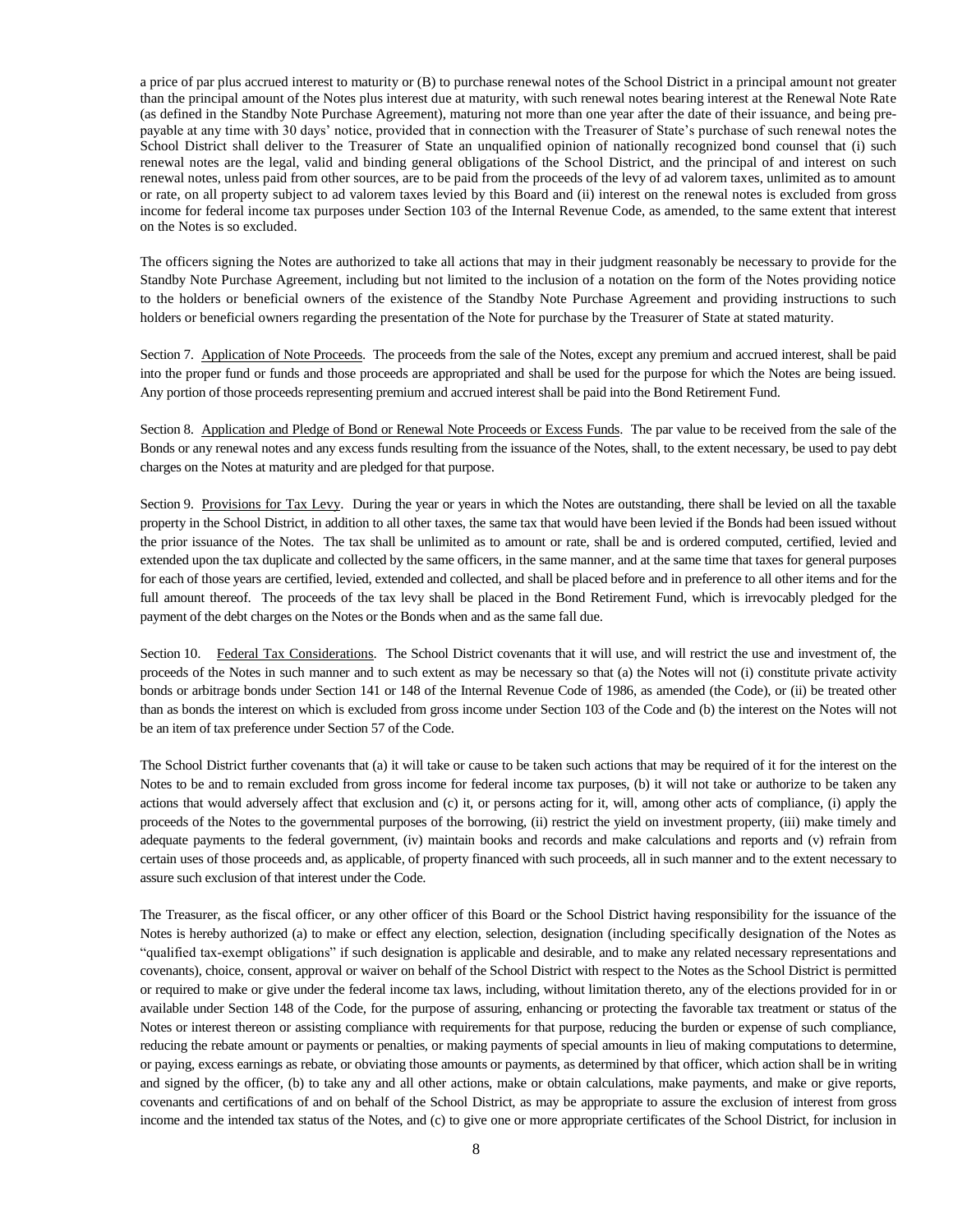a price of par plus accrued interest to maturity or (B) to purchase renewal notes of the School District in a principal amount not greater than the principal amount of the Notes plus interest due at maturity, with such renewal notes bearing interest at the Renewal Note Rate (as defined in the Standby Note Purchase Agreement), maturing not more than one year after the date of their issuance, and being prepayable at any time with 30 days' notice, provided that in connection with the Treasurer of State's purchase of such renewal notes the School District shall deliver to the Treasurer of State an unqualified opinion of nationally recognized bond counsel that (i) such renewal notes are the legal, valid and binding general obligations of the School District, and the principal of and interest on such renewal notes, unless paid from other sources, are to be paid from the proceeds of the levy of ad valorem taxes, unlimited as to amount or rate, on all property subject to ad valorem taxes levied by this Board and (ii) interest on the renewal notes is excluded from gross income for federal income tax purposes under Section 103 of the Internal Revenue Code, as amended, to the same extent that interest on the Notes is so excluded.

The officers signing the Notes are authorized to take all actions that may in their judgment reasonably be necessary to provide for the Standby Note Purchase Agreement, including but not limited to the inclusion of a notation on the form of the Notes providing notice to the holders or beneficial owners of the existence of the Standby Note Purchase Agreement and providing instructions to such holders or beneficial owners regarding the presentation of the Note for purchase by the Treasurer of State at stated maturity.

Section 7. Application of Note Proceeds. The proceeds from the sale of the Notes, except any premium and accrued interest, shall be paid into the proper fund or funds and those proceeds are appropriated and shall be used for the purpose for which the Notes are being issued. Any portion of those proceeds representing premium and accrued interest shall be paid into the Bond Retirement Fund.

Section 8. Application and Pledge of Bond or Renewal Note Proceeds or Excess Funds. The par value to be received from the sale of the Bonds or any renewal notes and any excess funds resulting from the issuance of the Notes, shall, to the extent necessary, be used to pay debt charges on the Notes at maturity and are pledged for that purpose.

Section 9. Provisions for Tax Levy. During the year or years in which the Notes are outstanding, there shall be levied on all the taxable property in the School District, in addition to all other taxes, the same tax that would have been levied if the Bonds had been issued without the prior issuance of the Notes. The tax shall be unlimited as to amount or rate, shall be and is ordered computed, certified, levied and extended upon the tax duplicate and collected by the same officers, in the same manner, and at the same time that taxes for general purposes for each of those years are certified, levied, extended and collected, and shall be placed before and in preference to all other items and for the full amount thereof. The proceeds of the tax levy shall be placed in the Bond Retirement Fund, which is irrevocably pledged for the payment of the debt charges on the Notes or the Bonds when and as the same fall due.

Section 10. Federal Tax Considerations. The School District covenants that it will use, and will restrict the use and investment of, the proceeds of the Notes in such manner and to such extent as may be necessary so that (a) the Notes will not (i) constitute private activity bonds or arbitrage bonds under Section 141 or 148 of the Internal Revenue Code of 1986, as amended (the Code), or (ii) be treated other than as bonds the interest on which is excluded from gross income under Section 103 of the Code and (b) the interest on the Notes will not be an item of tax preference under Section 57 of the Code.

The School District further covenants that (a) it will take or cause to be taken such actions that may be required of it for the interest on the Notes to be and to remain excluded from gross income for federal income tax purposes, (b) it will not take or authorize to be taken any actions that would adversely affect that exclusion and (c) it, or persons acting for it, will, among other acts of compliance, (i) apply the proceeds of the Notes to the governmental purposes of the borrowing, (ii) restrict the yield on investment property, (iii) make timely and adequate payments to the federal government, (iv) maintain books and records and make calculations and reports and (v) refrain from certain uses of those proceeds and, as applicable, of property financed with such proceeds, all in such manner and to the extent necessary to assure such exclusion of that interest under the Code.

The Treasurer, as the fiscal officer, or any other officer of this Board or the School District having responsibility for the issuance of the Notes is hereby authorized (a) to make or effect any election, selection, designation (including specifically designation of the Notes as "qualified tax-exempt obligations" if such designation is applicable and desirable, and to make any related necessary representations and covenants), choice, consent, approval or waiver on behalf of the School District with respect to the Notes as the School District is permitted or required to make or give under the federal income tax laws, including, without limitation thereto, any of the elections provided for in or available under Section 148 of the Code, for the purpose of assuring, enhancing or protecting the favorable tax treatment or status of the Notes or interest thereon or assisting compliance with requirements for that purpose, reducing the burden or expense of such compliance, reducing the rebate amount or payments or penalties, or making payments of special amounts in lieu of making computations to determine, or paying, excess earnings as rebate, or obviating those amounts or payments, as determined by that officer, which action shall be in writing and signed by the officer, (b) to take any and all other actions, make or obtain calculations, make payments, and make or give reports, covenants and certifications of and on behalf of the School District, as may be appropriate to assure the exclusion of interest from gross income and the intended tax status of the Notes, and (c) to give one or more appropriate certificates of the School District, for inclusion in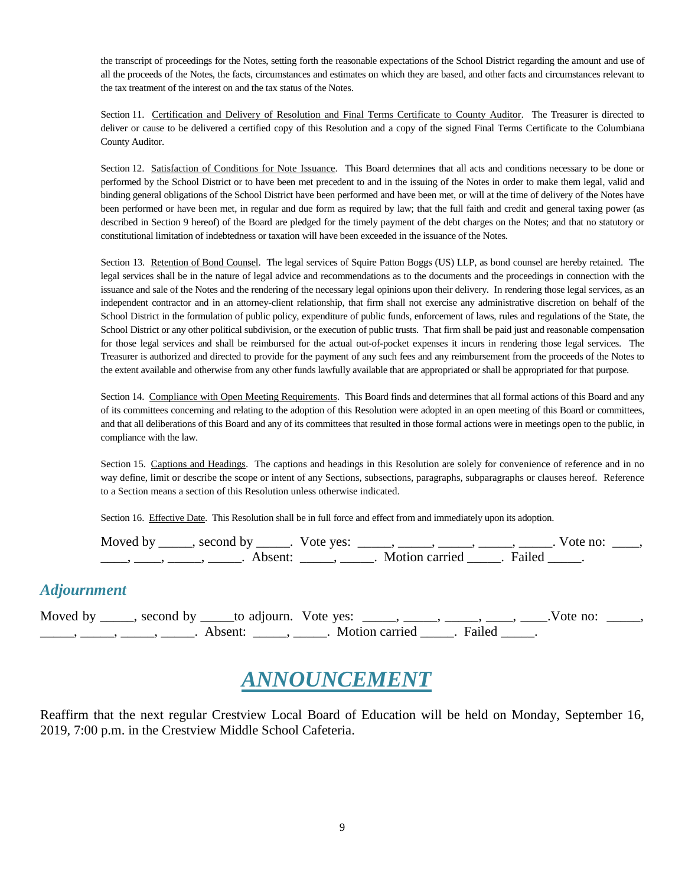the transcript of proceedings for the Notes, setting forth the reasonable expectations of the School District regarding the amount and use of all the proceeds of the Notes, the facts, circumstances and estimates on which they are based, and other facts and circumstances relevant to the tax treatment of the interest on and the tax status of the Notes.

Section 11. Certification and Delivery of Resolution and Final Terms Certificate to County Auditor. The Treasurer is directed to deliver or cause to be delivered a certified copy of this Resolution and a copy of the signed Final Terms Certificate to the Columbiana County Auditor.

Section 12. Satisfaction of Conditions for Note Issuance. This Board determines that all acts and conditions necessary to be done or performed by the School District or to have been met precedent to and in the issuing of the Notes in order to make them legal, valid and binding general obligations of the School District have been performed and have been met, or will at the time of delivery of the Notes have been performed or have been met, in regular and due form as required by law; that the full faith and credit and general taxing power (as described in Section 9 hereof) of the Board are pledged for the timely payment of the debt charges on the Notes; and that no statutory or constitutional limitation of indebtedness or taxation will have been exceeded in the issuance of the Notes.

Section 13. Retention of Bond Counsel. The legal services of Squire Patton Boggs (US) LLP, as bond counsel are hereby retained. The legal services shall be in the nature of legal advice and recommendations as to the documents and the proceedings in connection with the issuance and sale of the Notes and the rendering of the necessary legal opinions upon their delivery. In rendering those legal services, as an independent contractor and in an attorney-client relationship, that firm shall not exercise any administrative discretion on behalf of the School District in the formulation of public policy, expenditure of public funds, enforcement of laws, rules and regulations of the State, the School District or any other political subdivision, or the execution of public trusts. That firm shall be paid just and reasonable compensation for those legal services and shall be reimbursed for the actual out-of-pocket expenses it incurs in rendering those legal services. The Treasurer is authorized and directed to provide for the payment of any such fees and any reimbursement from the proceeds of the Notes to the extent available and otherwise from any other funds lawfully available that are appropriated or shall be appropriated for that purpose.

Section 14. Compliance with Open Meeting Requirements. This Board finds and determines that all formal actions of this Board and any of its committees concerning and relating to the adoption of this Resolution were adopted in an open meeting of this Board or committees, and that all deliberations of this Board and any of its committees that resulted in those formal actions were in meetings open to the public, in compliance with the law.

Section 15. Captions and Headings. The captions and headings in this Resolution are solely for convenience of reference and in no way define, limit or describe the scope or intent of any Sections, subsections, paragraphs, subparagraphs or clauses hereof. Reference to a Section means a section of this Resolution unless otherwise indicated.

Section 16. Effective Date. This Resolution shall be in full force and effect from and immediately upon its adoption.

Moved by _____, second by _____. Vote yes: _____, _____, _____, _____, _____. Vote no: ____, ____, ____, _____, _____. Absent: _____, _____. Motion carried _____. Failed _____.

## *Adjournment*

Moved by _____, second by _____to adjourn. Vote yes: _____, _____, _____, ____, ____.Vote no: _____, _____, _____, _____, _____. Absent: _____, _____. Motion carried _____. Failed _____.

# ***ANNOUNCEMENT***

Reaffirm that the next regular Crestview Local Board of Education will be held on Monday, September 16, 2019, 7:00 p.m. in the Crestview Middle School Cafeteria.